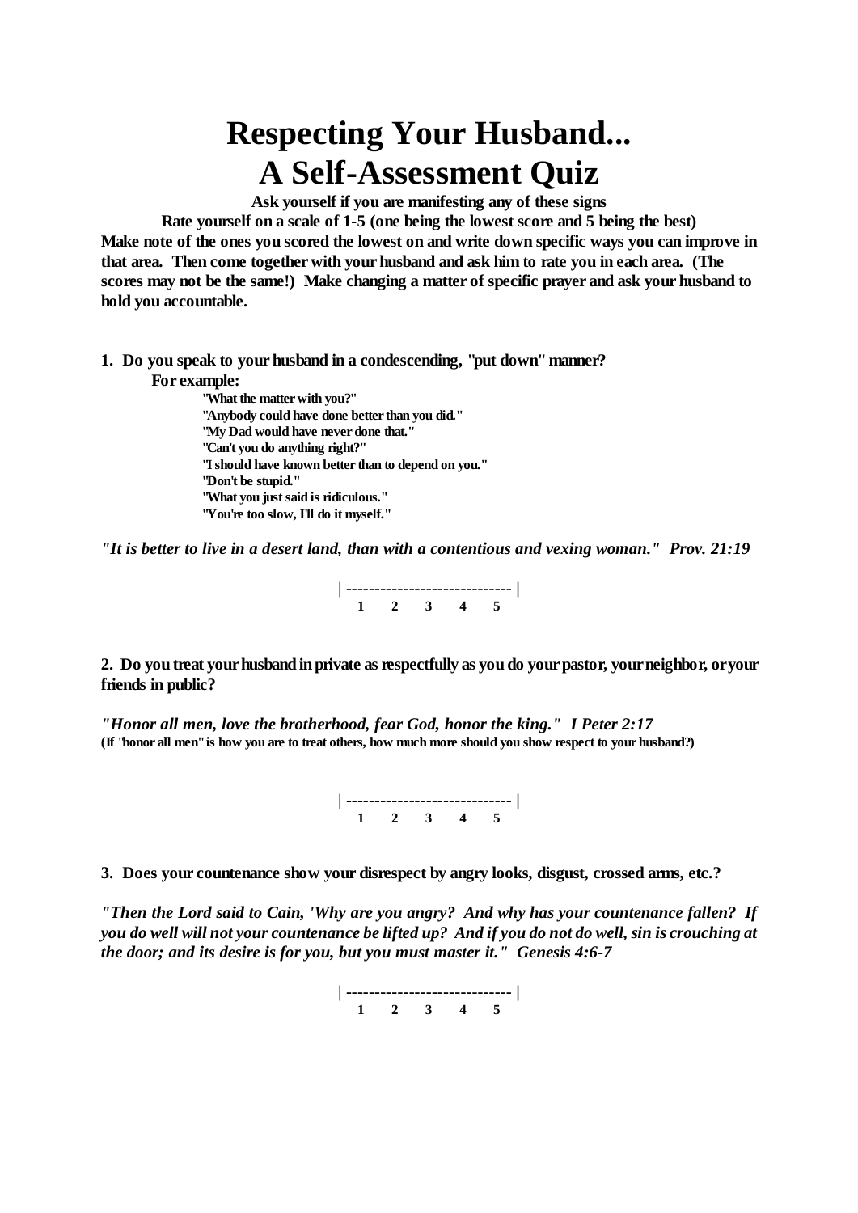# Respecting Your Husband...
# A Self-Assessment Quiz

**Ask yourself if you are manifesting any of these signs**

**Rate yourself on a scale of 1-5 (one being the lowest score and 5 being the best)**

**Make note of the ones you scored the lowest on and write down specific ways you can improve in that area. Then come together with your husband and ask him to rate you in each area. (The scores may not be the same!) Make changing a matter of specific prayer and ask your husband to hold you accountable.**

**1. Do you speak to your husband in a condescending, "put down" manner?**

**For example:**

**"What the matter with you?"**
**"Anybody could have done better than you did."**
**"My Dad would have never done that."**
**"Can't you do anything right?"**
**"I should have known better than to depend on you."**
**"Don't be stupid."**
**"What you just said is ridiculous."**
**"You're too slow, I'll do it myself."**

***"It is better to live in a desert land, than with a contentious and vexing woman." Prov. 21:19***

| ----------------------------- |
1 2 3 4 5

**2. Do you treat your husband in private as respectfully as you do your pastor, your neighbor, or your friends in public?**

***"Honor all men, love the brotherhood, fear God, honor the king." I Peter 2:17***
**(If "honor all men" is how you are to treat others, how much more should you show respect to your husband?)**

| ----------------------------- |
1 2 3 4 5

**3. Does your countenance show your disrespect by angry looks, disgust, crossed arms, etc.?**

***"Then the Lord said to Cain, 'Why are you angry? And why has your countenance fallen? If you do well will not your countenance be lifted up? And if you do not do well, sin is crouching at the door; and its desire is for you, but you must master it." Genesis 4:6-7***

| ----------------------------- |
1 2 3 4 5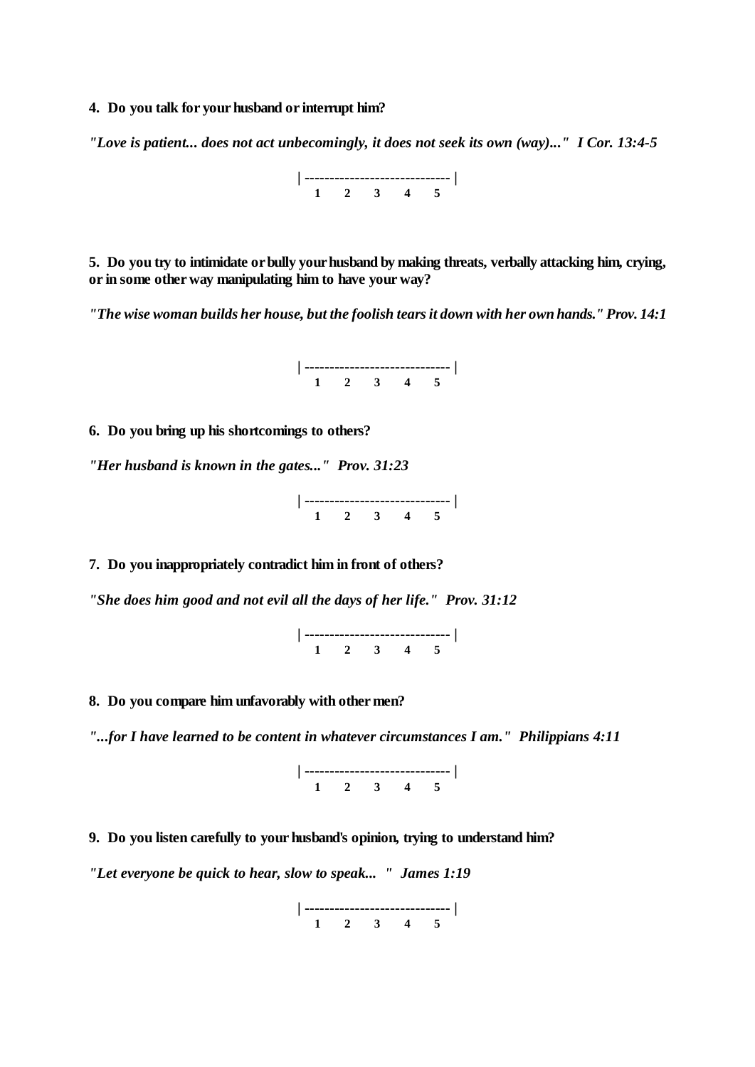**4. Do you talk for your husband or interrupt him?**

***"Love is patient... does not act unbecomingly, it does not seek its own (way)..." I Cor. 13:4-5***

**| ----------------------------- |**
**1 2 3 4 5**

**5. Do you try to intimidate or bully your husband by making threats, verbally attacking him, crying, or in some other way manipulating him to have your way?**

***"The wise woman builds her house, but the foolish tears it down with her own hands." Prov. 14:1***

**| ----------------------------- |**
**1 2 3 4 5**

**6. Do you bring up his shortcomings to others?**

***"Her husband is known in the gates..." Prov. 31:23***

**| ----------------------------- |**
**1 2 3 4 5**

**7. Do you inappropriately contradict him in front of others?**

***"She does him good and not evil all the days of her life." Prov. 31:12***

**| ----------------------------- |**
**1 2 3 4 5**

**8. Do you compare him unfavorably with other men?**

***"...for I have learned to be content in whatever circumstances I am." Philippians 4:11***

**| ----------------------------- |**
**1 2 3 4 5**

**9. Do you listen carefully to your husband's opinion, trying to understand him?**

***"Let everyone be quick to hear, slow to speak... " James 1:19***

**| ----------------------------- |**
**1 2 3 4 5**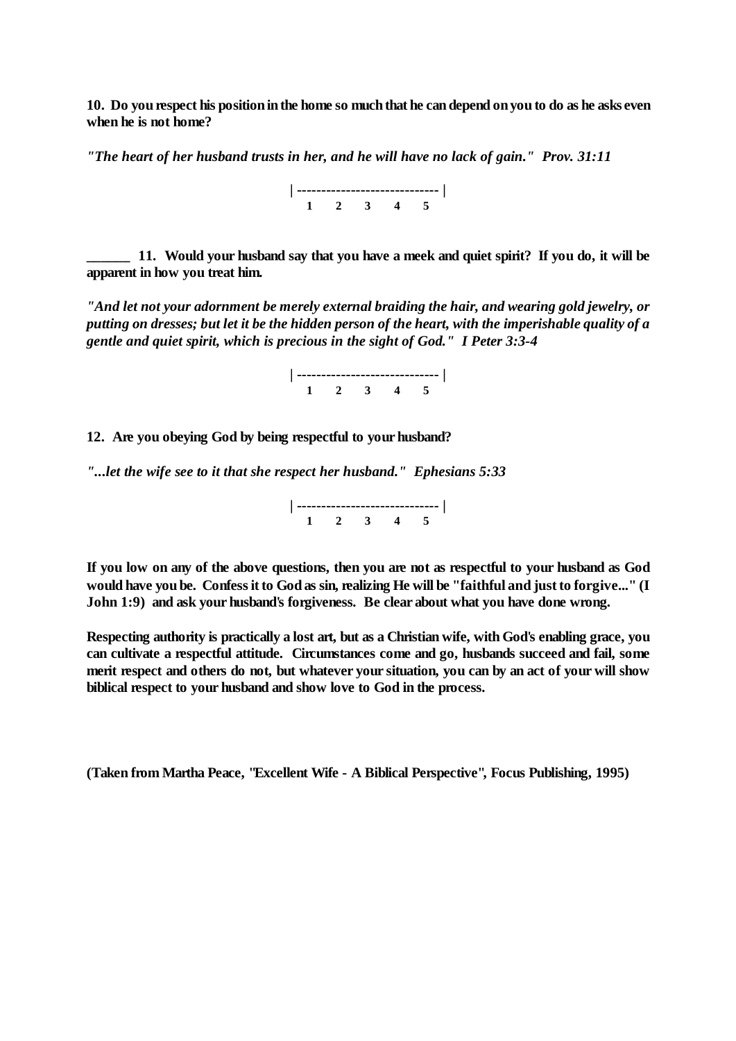**10. Do you respect his position in the home so much that he can depend on you to do as he asks even when he is not home?**

***"The heart of her husband trusts in her, and he will have no lack of gain." Prov. 31:11***

**| ----------------------------- |**
**1 2 3 4 5**

**______ 11. Would your husband say that you have a meek and quiet spirit? If you do, it will be apparent in how you treat him.**

***"And let not your adornment be merely external braiding the hair, and wearing gold jewelry, or putting on dresses; but let it be the hidden person of the heart, with the imperishable quality of a gentle and quiet spirit, which is precious in the sight of God." I Peter 3:3-4***

**| ----------------------------- |**
**1 2 3 4 5**

**12. Are you obeying God by being respectful to your husband?**

***"...let the wife see to it that she respect her husband." Ephesians 5:33***

**| ----------------------------- |**
**1 2 3 4 5**

**If you low on any of the above questions, then you are not as respectful to your husband as God would have you be. Confess it to God as sin, realizing He will be "faithful and just to forgive..." (I John 1:9) and ask your husband's forgiveness. Be clear about what you have done wrong.**

**Respecting authority is practically a lost art, but as a Christian wife, with God's enabling grace, you can cultivate a respectful attitude. Circumstances come and go, husbands succeed and fail, some merit respect and others do not, but whatever your situation, you can by an act of your will show biblical respect to your husband and show love to God in the process.**

**(Taken from Martha Peace, "Excellent Wife - A Biblical Perspective", Focus Publishing, 1995)**